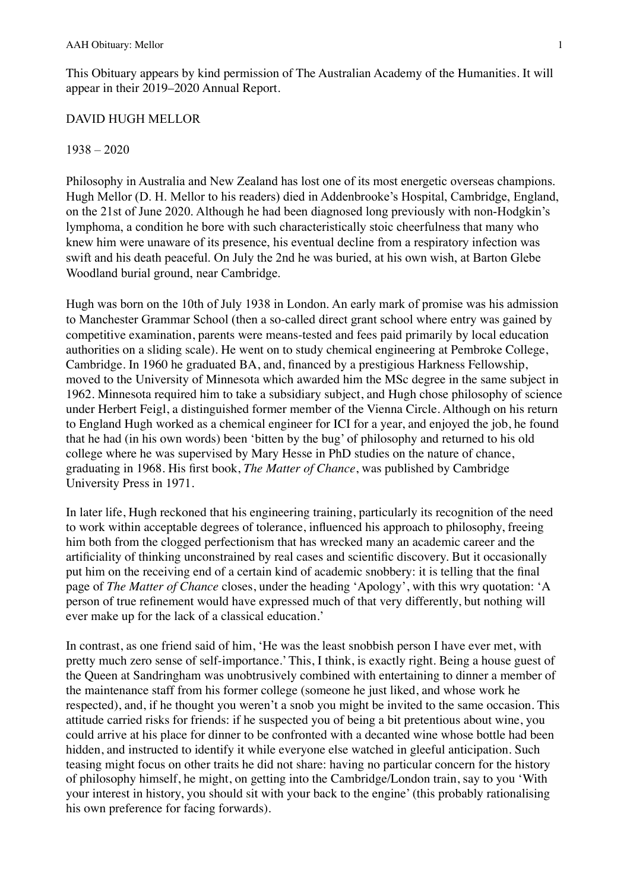This Obituary appears by kind permission of The Australian Academy of the Humanities. It will appear in their 2019–2020 Annual Report.

# DAVID HUGH MELLOR

1938 – 2020

Philosophy in Australia and New Zealand has lost one of its most energetic overseas champions. Hugh Mellor (D. H. Mellor to his readers) died in Addenbrooke's Hospital, Cambridge, England, on the 21st of June 2020. Although he had been diagnosed long previously with non-Hodgkin's lymphoma, a condition he bore with such characteristically stoic cheerfulness that many who knew him were unaware of its presence, his eventual decline from a respiratory infection was swift and his death peaceful. On July the 2nd he was buried, at his own wish, at Barton Glebe Woodland burial ground, near Cambridge.

Hugh was born on the 10th of July 1938 in London. An early mark of promise was his admission to Manchester Grammar School (then a so-called direct grant school where entry was gained by competitive examination, parents were means-tested and fees paid primarily by local education authorities on a sliding scale). He went on to study chemical engineering at Pembroke College, Cambridge. In 1960 he graduated BA, and, financed by a prestigious Harkness Fellowship, moved to the University of Minnesota which awarded him the MSc degree in the same subject in 1962. Minnesota required him to take a subsidiary subject, and Hugh chose philosophy of science under Herbert Feigl, a distinguished former member of the Vienna Circle. Although on his return to England Hugh worked as a chemical engineer for ICI for a year, and enjoyed the job, he found that he had (in his own words) been 'bitten by the bug' of philosophy and returned to his old college where he was supervised by Mary Hesse in PhD studies on the nature of chance, graduating in 1968. His first book, *The Matter of Chance*, was published by Cambridge University Press in 1971.

In later life, Hugh reckoned that his engineering training, particularly its recognition of the need to work within acceptable degrees of tolerance, influenced his approach to philosophy, freeing him both from the clogged perfectionism that has wrecked many an academic career and the artificiality of thinking unconstrained by real cases and scientific discovery. But it occasionally put him on the receiving end of a certain kind of academic snobbery: it is telling that the final page of *The Matter of Chance* closes, under the heading 'Apology', with this wry quotation: 'A person of true refinement would have expressed much of that very differently, but nothing will ever make up for the lack of a classical education.'

In contrast, as one friend said of him, 'He was the least snobbish person I have ever met, with pretty much zero sense of self-importance.' This, I think, is exactly right. Being a house guest of the Queen at Sandringham was unobtrusively combined with entertaining to dinner a member of the maintenance staff from his former college (someone he just liked, and whose work he respected), and, if he thought you weren't a snob you might be invited to the same occasion. This attitude carried risks for friends: if he suspected you of being a bit pretentious about wine, you could arrive at his place for dinner to be confronted with a decanted wine whose bottle had been hidden, and instructed to identify it while everyone else watched in gleeful anticipation. Such teasing might focus on other traits he did not share: having no particular concern for the history of philosophy himself, he might, on getting into the Cambridge/London train, say to you 'With your interest in history, you should sit with your back to the engine' (this probably rationalising his own preference for facing forwards).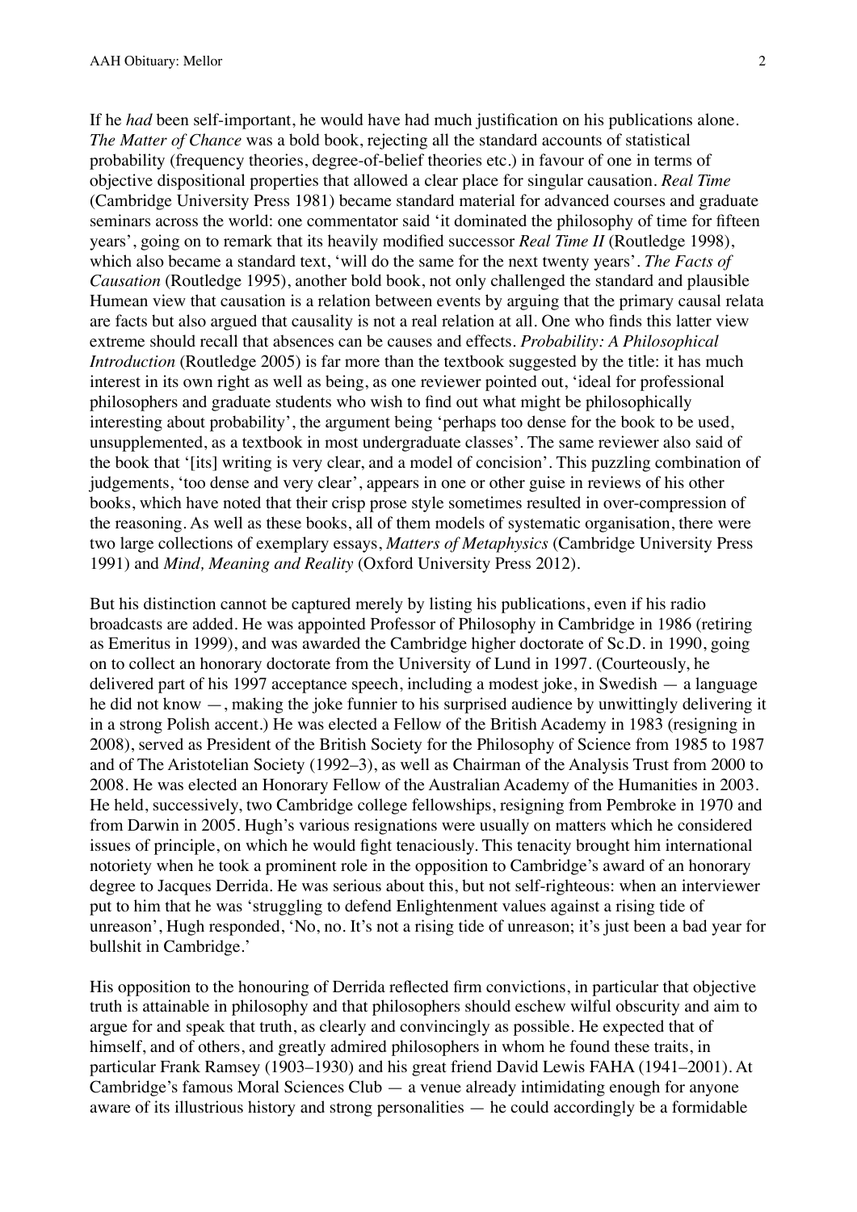If he *had* been self-important, he would have had much justification on his publications alone. *The Matter of Chance* was a bold book, rejecting all the standard accounts of statistical probability (frequency theories, degree-of-belief theories etc.) in favour of one in terms of objective dispositional properties that allowed a clear place for singular causation. *Real Time* (Cambridge University Press 1981) became standard material for advanced courses and graduate seminars across the world: one commentator said 'it dominated the philosophy of time for fifteen years', going on to remark that its heavily modified successor *Real Time II* (Routledge 1998), which also became a standard text, 'will do the same for the next twenty years'. *The Facts of Causation* (Routledge 1995), another bold book, not only challenged the standard and plausible Humean view that causation is a relation between events by arguing that the primary causal relata are facts but also argued that causality is not a real relation at all. One who finds this latter view extreme should recall that absences can be causes and effects. *Probability: A Philosophical Introduction* (Routledge 2005) is far more than the textbook suggested by the title: it has much interest in its own right as well as being, as one reviewer pointed out, 'ideal for professional philosophers and graduate students who wish to find out what might be philosophically interesting about probability', the argument being 'perhaps too dense for the book to be used, unsupplemented, as a textbook in most undergraduate classes'. The same reviewer also said of the book that '[its] writing is very clear, and a model of concision'. This puzzling combination of judgements, 'too dense and very clear', appears in one or other guise in reviews of his other books, which have noted that their crisp prose style sometimes resulted in over-compression of the reasoning. As well as these books, all of them models of systematic organisation, there were two large collections of exemplary essays, *Matters of Metaphysics* (Cambridge University Press 1991) and *Mind, Meaning and Reality* (Oxford University Press 2012).

But his distinction cannot be captured merely by listing his publications, even if his radio broadcasts are added. He was appointed Professor of Philosophy in Cambridge in 1986 (retiring as Emeritus in 1999), and was awarded the Cambridge higher doctorate of Sc.D. in 1990, going on to collect an honorary doctorate from the University of Lund in 1997. (Courteously, he delivered part of his 1997 acceptance speech, including a modest joke, in Swedish — a language he did not know —, making the joke funnier to his surprised audience by unwittingly delivering it in a strong Polish accent.) He was elected a Fellow of the British Academy in 1983 (resigning in 2008), served as President of the British Society for the Philosophy of Science from 1985 to 1987 and of The Aristotelian Society (1992–3), as well as Chairman of the Analysis Trust from 2000 to 2008. He was elected an Honorary Fellow of the Australian Academy of the Humanities in 2003. He held, successively, two Cambridge college fellowships, resigning from Pembroke in 1970 and from Darwin in 2005. Hugh's various resignations were usually on matters which he considered issues of principle, on which he would fight tenaciously. This tenacity brought him international notoriety when he took a prominent role in the opposition to Cambridge's award of an honorary degree to Jacques Derrida. He was serious about this, but not self-righteous: when an interviewer put to him that he was 'struggling to defend Enlightenment values against a rising tide of unreason', Hugh responded, 'No, no. It's not a rising tide of unreason; it's just been a bad year for bullshit in Cambridge.'

His opposition to the honouring of Derrida reflected firm convictions, in particular that objective truth is attainable in philosophy and that philosophers should eschew wilful obscurity and aim to argue for and speak that truth, as clearly and convincingly as possible. He expected that of himself, and of others, and greatly admired philosophers in whom he found these traits, in particular Frank Ramsey (1903–1930) and his great friend David Lewis FAHA (1941–2001). At Cambridge's famous Moral Sciences Club — a venue already intimidating enough for anyone aware of its illustrious history and strong personalities — he could accordingly be a formidable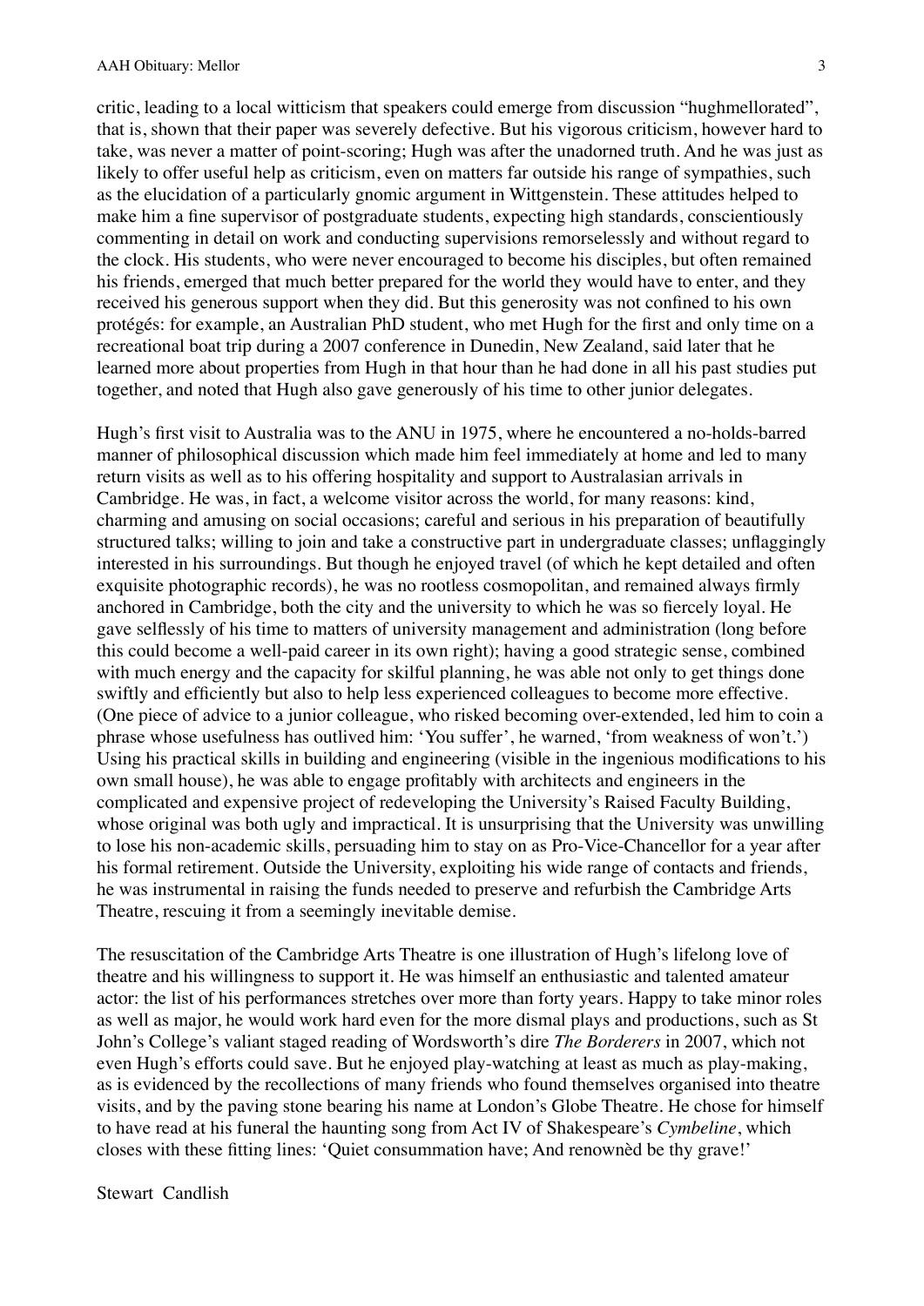critic, leading to a local witticism that speakers could emerge from discussion "hughmellorated", that is, shown that their paper was severely defective. But his vigorous criticism, however hard to take, was never a matter of point-scoring; Hugh was after the unadorned truth. And he was just as likely to offer useful help as criticism, even on matters far outside his range of sympathies, such as the elucidation of a particularly gnomic argument in Wittgenstein. These attitudes helped to make him a fine supervisor of postgraduate students, expecting high standards, conscientiously commenting in detail on work and conducting supervisions remorselessly and without regard to the clock. His students, who were never encouraged to become his disciples, but often remained his friends, emerged that much better prepared for the world they would have to enter, and they received his generous support when they did. But this generosity was not confined to his own protégés: for example, an Australian PhD student, who met Hugh for the first and only time on a recreational boat trip during a 2007 conference in Dunedin, New Zealand, said later that he learned more about properties from Hugh in that hour than he had done in all his past studies put together, and noted that Hugh also gave generously of his time to other junior delegates.

Hugh's first visit to Australia was to the ANU in 1975, where he encountered a no-holds-barred manner of philosophical discussion which made him feel immediately at home and led to many return visits as well as to his offering hospitality and support to Australasian arrivals in Cambridge. He was, in fact, a welcome visitor across the world, for many reasons: kind, charming and amusing on social occasions; careful and serious in his preparation of beautifully structured talks; willing to join and take a constructive part in undergraduate classes; unflaggingly interested in his surroundings. But though he enjoyed travel (of which he kept detailed and often exquisite photographic records), he was no rootless cosmopolitan, and remained always firmly anchored in Cambridge, both the city and the university to which he was so fiercely loyal. He gave selflessly of his time to matters of university management and administration (long before this could become a well-paid career in its own right); having a good strategic sense, combined with much energy and the capacity for skilful planning, he was able not only to get things done swiftly and efficiently but also to help less experienced colleagues to become more effective. (One piece of advice to a junior colleague, who risked becoming over-extended, led him to coin a phrase whose usefulness has outlived him: 'You suffer', he warned, 'from weakness of won't.') Using his practical skills in building and engineering (visible in the ingenious modifications to his own small house), he was able to engage profitably with architects and engineers in the complicated and expensive project of redeveloping the University's Raised Faculty Building, whose original was both ugly and impractical. It is unsurprising that the University was unwilling to lose his non-academic skills, persuading him to stay on as Pro-Vice-Chancellor for a year after his formal retirement. Outside the University, exploiting his wide range of contacts and friends, he was instrumental in raising the funds needed to preserve and refurbish the Cambridge Arts Theatre, rescuing it from a seemingly inevitable demise.

The resuscitation of the Cambridge Arts Theatre is one illustration of Hugh's lifelong love of theatre and his willingness to support it. He was himself an enthusiastic and talented amateur actor: the list of his performances stretches over more than forty years. Happy to take minor roles as well as major, he would work hard even for the more dismal plays and productions, such as St John's College's valiant staged reading of Wordsworth's dire *The Borderers* in 2007, which not even Hugh's efforts could save. But he enjoyed play-watching at least as much as play-making, as is evidenced by the recollections of many friends who found themselves organised into theatre visits, and by the paving stone bearing his name at London's Globe Theatre. He chose for himself to have read at his funeral the haunting song from Act IV of Shakespeare's *Cymbeline*, which closes with these fitting lines: 'Quiet consummation have; And renownèd be thy grave!'

Stewart Candlish